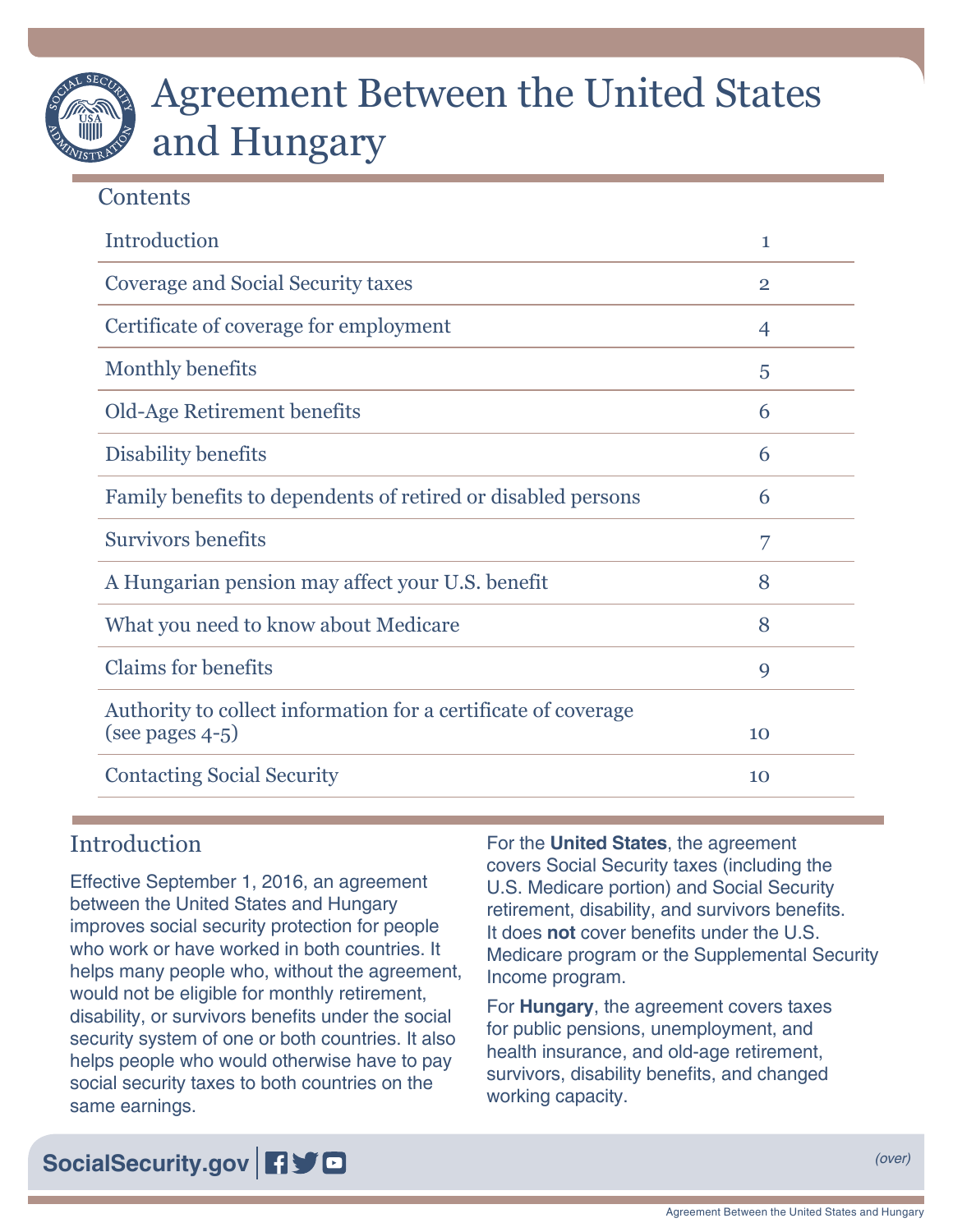# Agreement Between the United States and Hungary

## Contents

| | |
|---|---|
| Introduction | 1 |
| Coverage and Social Security taxes | 2 |
| Certificate of coverage for employment | 4 |
| Monthly benefits | 5 |
| Old-Age Retirement benefits | 6 |
| Disability benefits | 6 |
| Family benefits to dependents of retired or disabled persons | 6 |
| Survivors benefits | 7 |
| A Hungarian pension may affect your U.S. benefit | 8 |
| What you need to know about Medicare | 8 |
| Claims for benefits | 9 |
| Authority to collect information for a certificate of coverage (see pages 4-5) | 10 |
| Contacting Social Security | 10 |

## Introduction

Effective September 1, 2016, an agreement between the United States and Hungary improves social security protection for people who work or have worked in both countries. It helps many people who, without the agreement, would not be eligible for monthly retirement, disability, or survivors benefits under the social security system of one or both countries. It also helps people who would otherwise have to pay social security taxes to both countries on the same earnings.

For the **United States**, the agreement covers Social Security taxes (including the U.S. Medicare portion) and Social Security retirement, disability, and survivors benefits. It does **not** cover benefits under the U.S. Medicare program or the Supplemental Security Income program.

For **Hungary**, the agreement covers taxes for public pensions, unemployment, and health insurance, and old-age retirement, survivors, disability benefits, and changed working capacity.

SocialSecurity.gov

*(over)*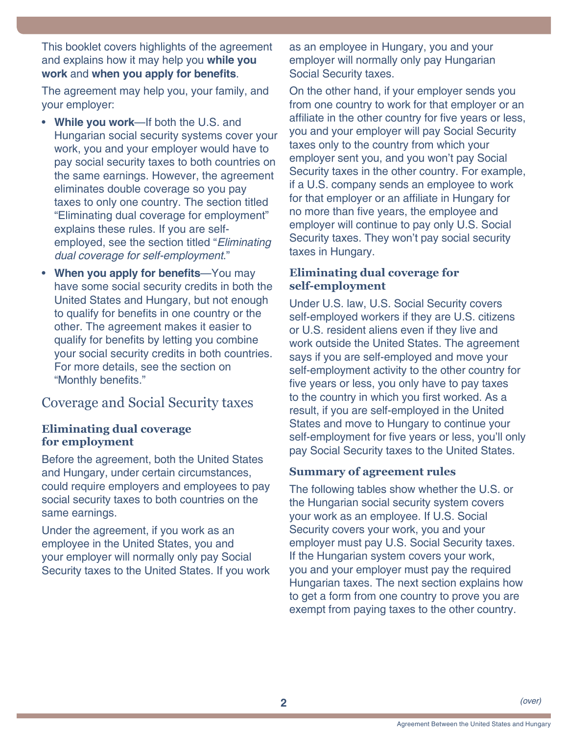This booklet covers highlights of the agreement and explains how it may help you **while you work** and **when you apply for benefits**.

The agreement may help you, your family, and your employer:

- **While you work**—If both the U.S. and Hungarian social security systems cover your work, you and your employer would have to pay social security taxes to both countries on the same earnings. However, the agreement eliminates double coverage so you pay taxes to only one country. The section titled "Eliminating dual coverage for employment" explains these rules. If you are self-employed, see the section titled "*Eliminating dual coverage for self-employment*."
- **When you apply for benefits**—You may have some social security credits in both the United States and Hungary, but not enough to qualify for benefits in one country or the other. The agreement makes it easier to qualify for benefits by letting you combine your social security credits in both countries. For more details, see the section on "Monthly benefits."

## Coverage and Social Security taxes

### Eliminating dual coverage for employment

Before the agreement, both the United States and Hungary, under certain circumstances, could require employers and employees to pay social security taxes to both countries on the same earnings.

Under the agreement, if you work as an employee in the United States, you and your employer will normally only pay Social Security taxes to the United States. If you work as an employee in Hungary, you and your employer will normally only pay Hungarian Social Security taxes.

On the other hand, if your employer sends you from one country to work for that employer or an affiliate in the other country for five years or less, you and your employer will pay Social Security taxes only to the country from which your employer sent you, and you won't pay Social Security taxes in the other country. For example, if a U.S. company sends an employee to work for that employer or an affiliate in Hungary for no more than five years, the employee and employer will continue to pay only U.S. Social Security taxes. They won't pay social security taxes in Hungary.

### Eliminating dual coverage for self-employment

Under U.S. law, U.S. Social Security covers self-employed workers if they are U.S. citizens or U.S. resident aliens even if they live and work outside the United States. The agreement says if you are self-employed and move your self-employment activity to the other country for five years or less, you only have to pay taxes to the country in which you first worked. As a result, if you are self-employed in the United States and move to Hungary to continue your self-employment for five years or less, you'll only pay Social Security taxes to the United States.

### Summary of agreement rules

The following tables show whether the U.S. or the Hungarian social security system covers your work as an employee. If U.S. Social Security covers your work, you and your employer must pay U.S. Social Security taxes. If the Hungarian system covers your work, you and your employer must pay the required Hungarian taxes. The next section explains how to get a form from one country to prove you are exempt from paying taxes to the other country.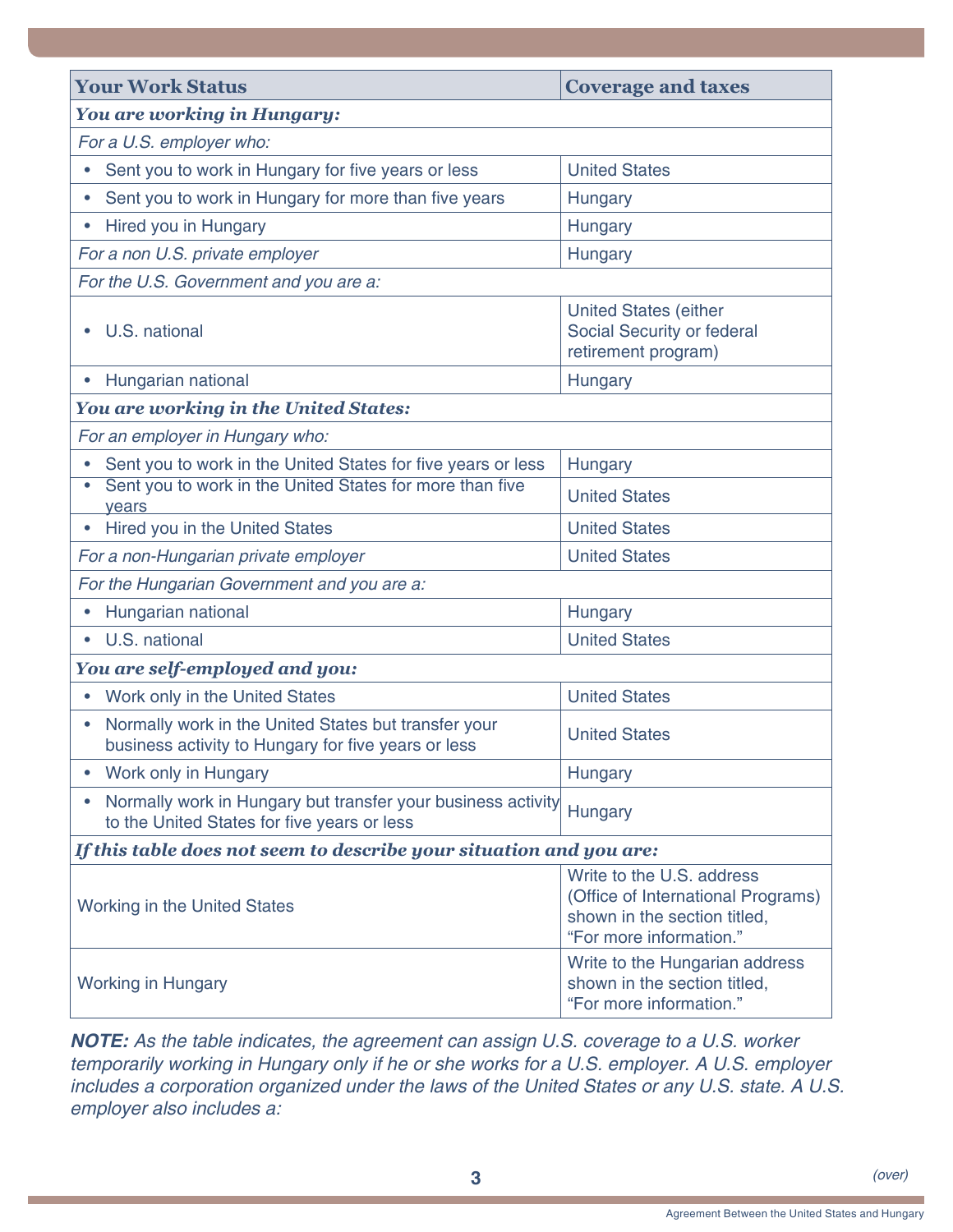| Your Work Status | Coverage and taxes |
|---|---|
| ***You are working in Hungary:*** | |
| *For a U.S. employer who:* | |
| • Sent you to work in Hungary for five years or less | United States |
| • Sent you to work in Hungary for more than five years | Hungary |
| • Hired you in Hungary | Hungary |
| *For a non U.S. private employer* | Hungary |
| *For the U.S. Government and you are a:* | |
| • U.S. national | United States (either Social Security or federal retirement program) |
| • Hungarian national | Hungary |
| ***You are working in the United States:*** | |
| *For an employer in Hungary who:* | |
| • Sent you to work in the United States for five years or less | Hungary |
| • Sent you to work in the United States for more than five years | United States |
| • Hired you in the United States | United States |
| *For a non-Hungarian private employer* | United States |
| *For the Hungarian Government and you are a:* | |
| • Hungarian national | Hungary |
| • U.S. national | United States |
| ***You are self-employed and you:*** | |
| • Work only in the United States | United States |
| • Normally work in the United States but transfer your business activity to Hungary for five years or less | United States |
| • Work only in Hungary | Hungary |
| • Normally work in Hungary but transfer your business activity to the United States for five years or less | Hungary |
| ***If this table does not seem to describe your situation and you are:*** | |
| Working in the United States | Write to the U.S. address (Office of International Programs) shown in the section titled, "For more information." |
| Working in Hungary | Write to the Hungarian address shown in the section titled, "For more information." |

***NOTE:*** *As the table indicates, the agreement can assign U.S. coverage to a U.S. worker temporarily working in Hungary only if he or she works for a U.S. employer. A U.S. employer includes a corporation organized under the laws of the United States or any U.S. state. A U.S. employer also includes a:*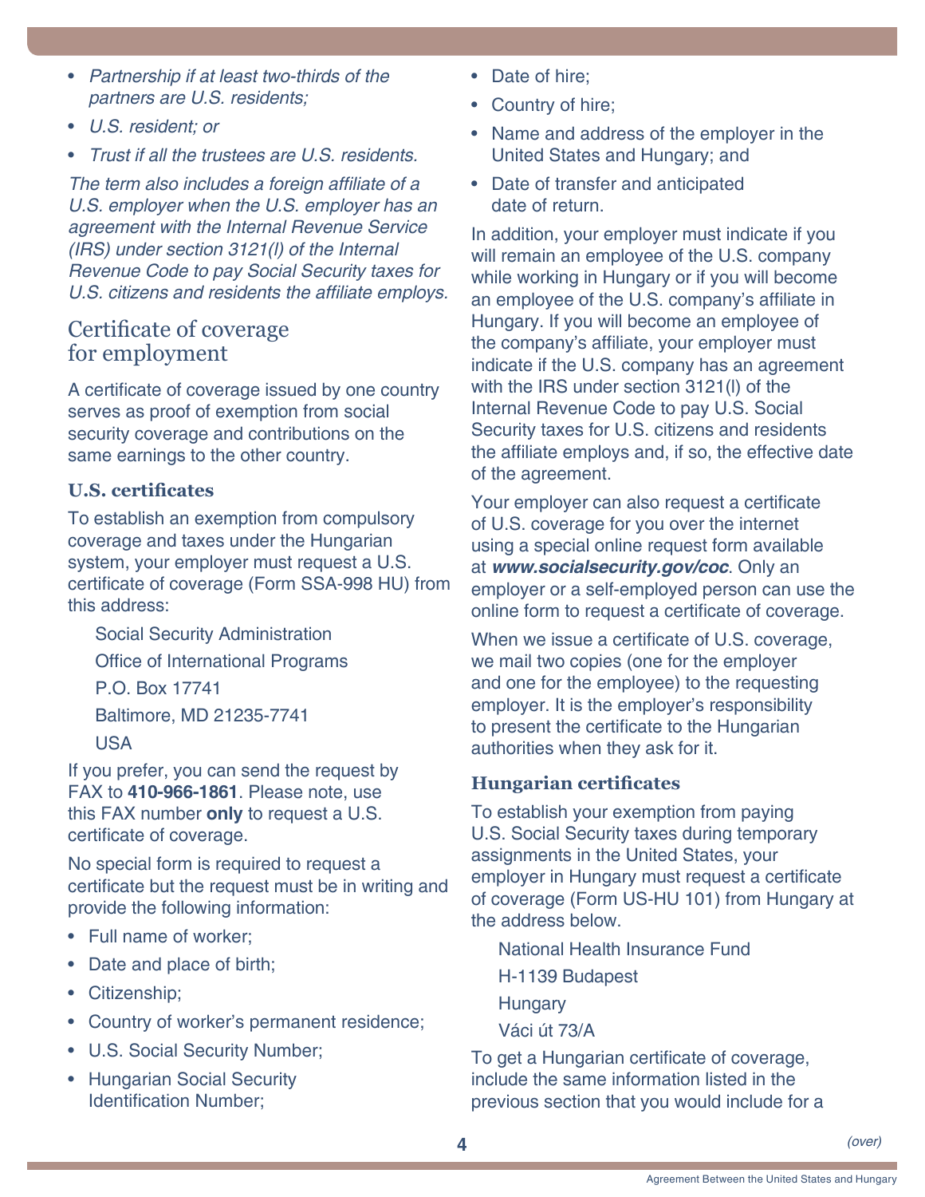- *Partnership if at least two-thirds of the partners are U.S. residents;*
- *U.S. resident; or*
- *Trust if all the trustees are U.S. residents.*

*The term also includes a foreign affiliate of a U.S. employer when the U.S. employer has an agreement with the Internal Revenue Service (IRS) under section 3121(l) of the Internal Revenue Code to pay Social Security taxes for U.S. citizens and residents the affiliate employs.*

## Certificate of coverage for employment

A certificate of coverage issued by one country serves as proof of exemption from social security coverage and contributions on the same earnings to the other country.

### U.S. certificates

To establish an exemption from compulsory coverage and taxes under the Hungarian system, your employer must request a U.S. certificate of coverage (Form SSA-998 HU) from this address:

Social Security Administration
Office of International Programs
P.O. Box 17741
Baltimore, MD 21235-7741
USA

If you prefer, you can send the request by FAX to **410-966-1861**. Please note, use this FAX number **only** to request a U.S. certificate of coverage.

No special form is required to request a certificate but the request must be in writing and provide the following information:

- Full name of worker;
- Date and place of birth;
- Citizenship;
- Country of worker's permanent residence;
- U.S. Social Security Number;
- Hungarian Social Security Identification Number;
- Date of hire;
- Country of hire;
- Name and address of the employer in the United States and Hungary; and
- Date of transfer and anticipated date of return.

In addition, your employer must indicate if you will remain an employee of the U.S. company while working in Hungary or if you will become an employee of the U.S. company's affiliate in Hungary. If you will become an employee of the company's affiliate, your employer must indicate if the U.S. company has an agreement with the IRS under section 3121(l) of the Internal Revenue Code to pay U.S. Social Security taxes for U.S. citizens and residents the affiliate employs and, if so, the effective date of the agreement.

Your employer can also request a certificate of U.S. coverage for you over the internet using a special online request form available at ***www.socialsecurity.gov/coc***. Only an employer or a self-employed person can use the online form to request a certificate of coverage.

When we issue a certificate of U.S. coverage, we mail two copies (one for the employer and one for the employee) to the requesting employer. It is the employer's responsibility to present the certificate to the Hungarian authorities when they ask for it.

### Hungarian certificates

To establish your exemption from paying U.S. Social Security taxes during temporary assignments in the United States, your employer in Hungary must request a certificate of coverage (Form US-HU 101) from Hungary at the address below.

National Health Insurance Fund
H-1139 Budapest
Hungary
Váci út 73/A

To get a Hungarian certificate of coverage, include the same information listed in the previous section that you would include for a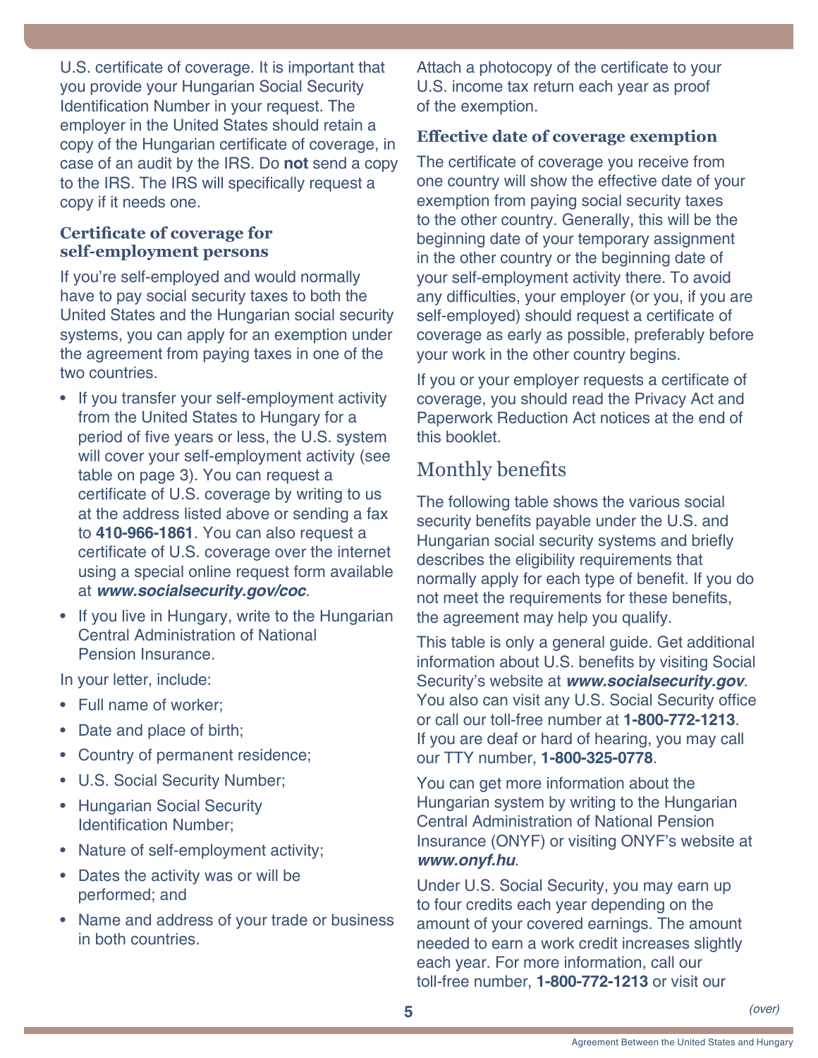U.S. certificate of coverage. It is important that you provide your Hungarian Social Security Identification Number in your request. The employer in the United States should retain a copy of the Hungarian certificate of coverage, in case of an audit by the IRS. Do **not** send a copy to the IRS. The IRS will specifically request a copy if it needs one.

### Certificate of coverage for self-employment persons

If you're self-employed and would normally have to pay social security taxes to both the United States and the Hungarian social security systems, you can apply for an exemption under the agreement from paying taxes in one of the two countries.

- If you transfer your self-employment activity from the United States to Hungary for a period of five years or less, the U.S. system will cover your self-employment activity (see table on page 3). You can request a certificate of U.S. coverage by writing to us at the address listed above or sending a fax to **410-966-1861**. You can also request a certificate of U.S. coverage over the internet using a special online request form available at ***www.socialsecurity.gov/coc***.
- If you live in Hungary, write to the Hungarian Central Administration of National Pension Insurance.

In your letter, include:

- Full name of worker;
- Date and place of birth;
- Country of permanent residence;
- U.S. Social Security Number;
- Hungarian Social Security Identification Number;
- Nature of self-employment activity;
- Dates the activity was or will be performed; and
- Name and address of your trade or business in both countries.

Attach a photocopy of the certificate to your U.S. income tax return each year as proof of the exemption.

### Effective date of coverage exemption

The certificate of coverage you receive from one country will show the effective date of your exemption from paying social security taxes to the other country. Generally, this will be the beginning date of your temporary assignment in the other country or the beginning date of your self-employment activity there. To avoid any difficulties, your employer (or you, if you are self-employed) should request a certificate of coverage as early as possible, preferably before your work in the other country begins.

If you or your employer requests a certificate of coverage, you should read the Privacy Act and Paperwork Reduction Act notices at the end of this booklet.

## Monthly benefits

The following table shows the various social security benefits payable under the U.S. and Hungarian social security systems and briefly describes the eligibility requirements that normally apply for each type of benefit. If you do not meet the requirements for these benefits, the agreement may help you qualify.

This table is only a general guide. Get additional information about U.S. benefits by visiting Social Security's website at ***www.socialsecurity.gov***. You also can visit any U.S. Social Security office or call our toll-free number at **1-800-772-1213**. If you are deaf or hard of hearing, you may call our TTY number, **1-800-325-0778**.

You can get more information about the Hungarian system by writing to the Hungarian Central Administration of National Pension Insurance (ONYF) or visiting ONYF's website at ***www.onyf.hu***.

Under U.S. Social Security, you may earn up to four credits each year depending on the amount of your covered earnings. The amount needed to earn a work credit increases slightly each year. For more information, call our toll-free number, **1-800-772-1213** or visit our

*(over)*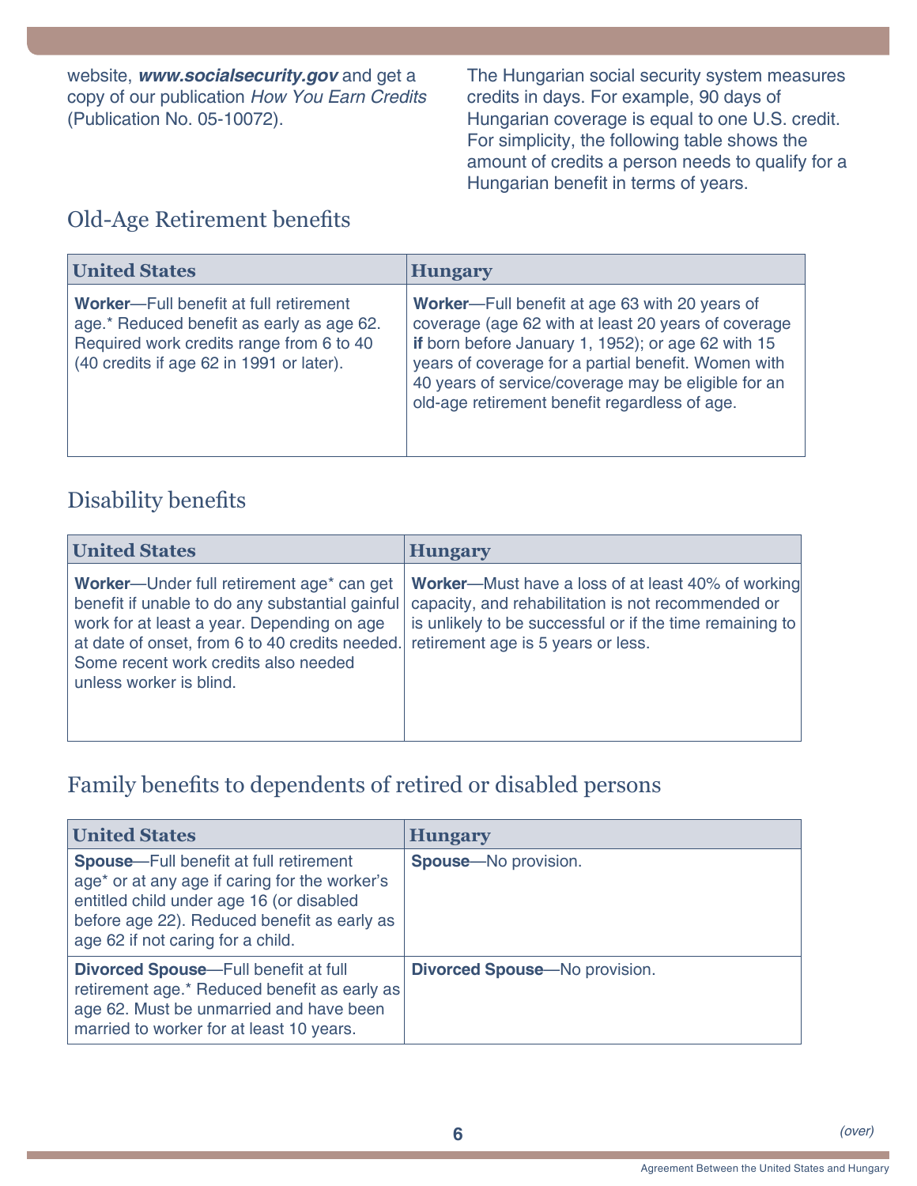website, ***www.socialsecurity.gov*** and get a copy of our publication *How You Earn Credits* (Publication No. 05-10072).

The Hungarian social security system measures credits in days. For example, 90 days of Hungarian coverage is equal to one U.S. credit. For simplicity, the following table shows the amount of credits a person needs to qualify for a Hungarian benefit in terms of years.

## Old-Age Retirement benefits

| United States | Hungary |
| --- | --- |
| **Worker**—Full benefit at full retirement age.* Reduced benefit as early as age 62. Required work credits range from 6 to 40 (40 credits if age 62 in 1991 or later). | **Worker**—Full benefit at age 63 with 20 years of coverage (age 62 with at least 20 years of coverage **if** born before January 1, 1952); or age 62 with 15 years of coverage for a partial benefit. Women with 40 years of service/coverage may be eligible for an old-age retirement benefit regardless of age. |

## Disability benefits

| United States | Hungary |
| --- | --- |
| **Worker**—Under full retirement age* can get benefit if unable to do any substantial gainful work for at least a year. Depending on age at date of onset, from 6 to 40 credits needed. Some recent work credits also needed unless worker is blind. | **Worker**—Must have a loss of at least 40% of working capacity, and rehabilitation is not recommended or is unlikely to be successful or if the time remaining to retirement age is 5 years or less. |

## Family benefits to dependents of retired or disabled persons

| United States | Hungary |
| --- | --- |
| **Spouse**—Full benefit at full retirement age* or at any age if caring for the worker's entitled child under age 16 (or disabled before age 22). Reduced benefit as early as age 62 if not caring for a child. | **Spouse**—No provision. |
| **Divorced Spouse**—Full benefit at full retirement age.* Reduced benefit as early as age 62. Must be unmarried and have been married to worker for at least 10 years. | **Divorced Spouse**—No provision. |

*(over)*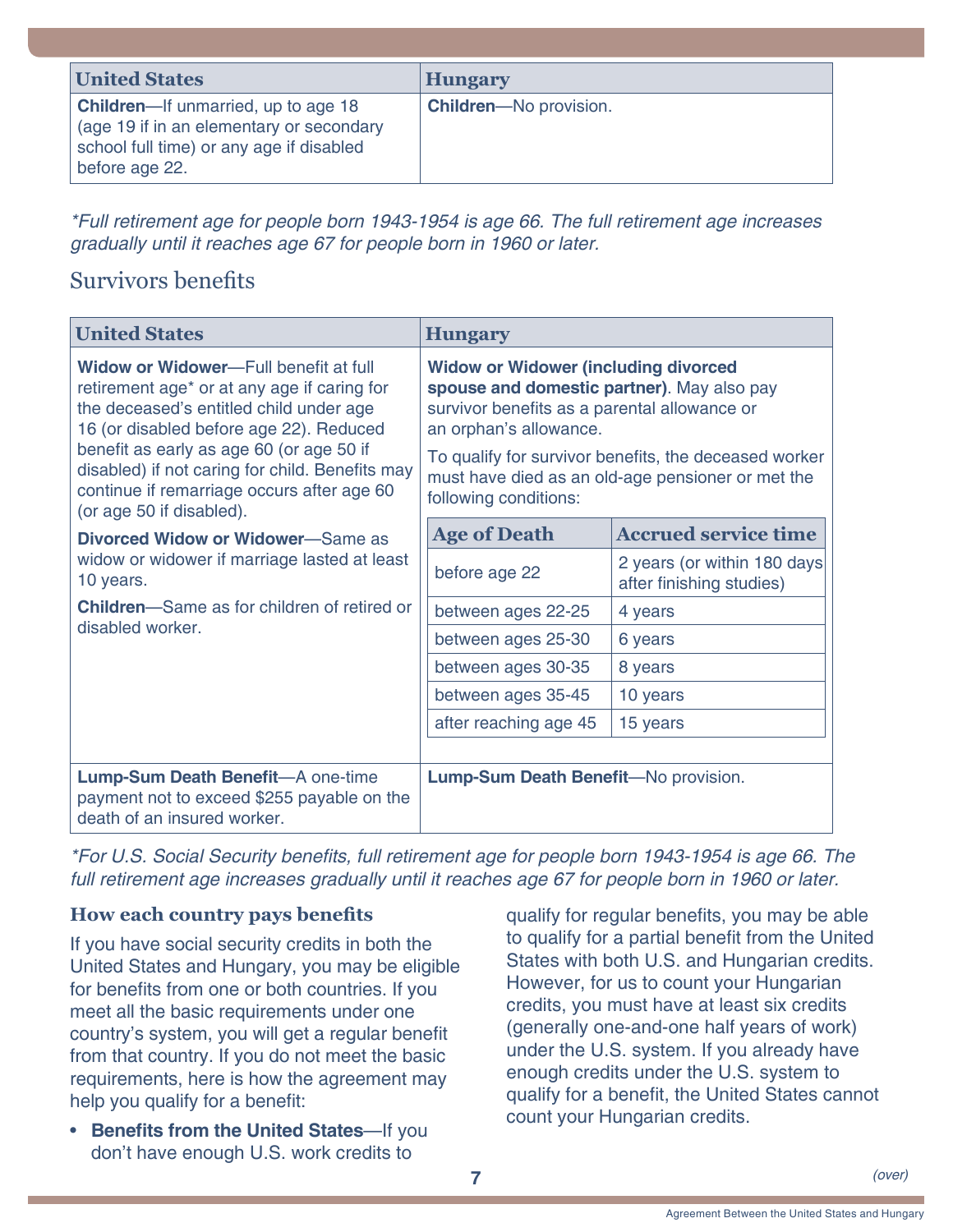| United States | Hungary |
|---|---|
| **Children**—If unmarried, up to age 18 (age 19 if in an elementary or secondary school full time) or any age if disabled before age 22. | **Children**—No provision. |

*\*Full retirement age for people born 1943-1954 is age 66. The full retirement age increases gradually until it reaches age 67 for people born in 1960 or later.*

## Survivors benefits

| United States | Hungary |
|---|---|
| **Widow or Widower**—Full benefit at full retirement age\* or at any age if caring for the deceased's entitled child under age 16 (or disabled before age 22). Reduced benefit as early as age 60 (or age 50 if disabled) if not caring for child. Benefits may continue if remarriage occurs after age 60 (or age 50 if disabled).<br><br>**Divorced Widow or Widower**—Same as widow or widower if marriage lasted at least 10 years.<br><br>**Children**—Same as for children of retired or disabled worker. | **Widow or Widower (including divorced spouse and domestic partner)**. May also pay survivor benefits as a parental allowance or an orphan's allowance.<br><br>To qualify for survivor benefits, the deceased worker must have died as an old-age pensioner or met the following conditions:<br><br>**Age of Death** — **Accrued service time**<br>before age 22 — 2 years (or within 180 days after finishing studies)<br>between ages 22-25 — 4 years<br>between ages 25-30 — 6 years<br>between ages 30-35 — 8 years<br>between ages 35-45 — 10 years<br>after reaching age 45 — 15 years |
| **Lump-Sum Death Benefit**—A one-time payment not to exceed $255 payable on the death of an insured worker. | **Lump-Sum Death Benefit**—No provision. |

*\*For U.S. Social Security benefits, full retirement age for people born 1943-1954 is age 66. The full retirement age increases gradually until it reaches age 67 for people born in 1960 or later.*

### How each country pays benefits

If you have social security credits in both the United States and Hungary, you may be eligible for benefits from one or both countries. If you meet all the basic requirements under one country's system, you will get a regular benefit from that country. If you do not meet the basic requirements, here is how the agreement may help you qualify for a benefit:

- **Benefits from the United States**—If you don't have enough U.S. work credits to qualify for regular benefits, you may be able to qualify for a partial benefit from the United States with both U.S. and Hungarian credits. However, for us to count your Hungarian credits, you must have at least six credits (generally one-and-one half years of work) under the U.S. system. If you already have enough credits under the U.S. system to qualify for a benefit, the United States cannot count your Hungarian credits.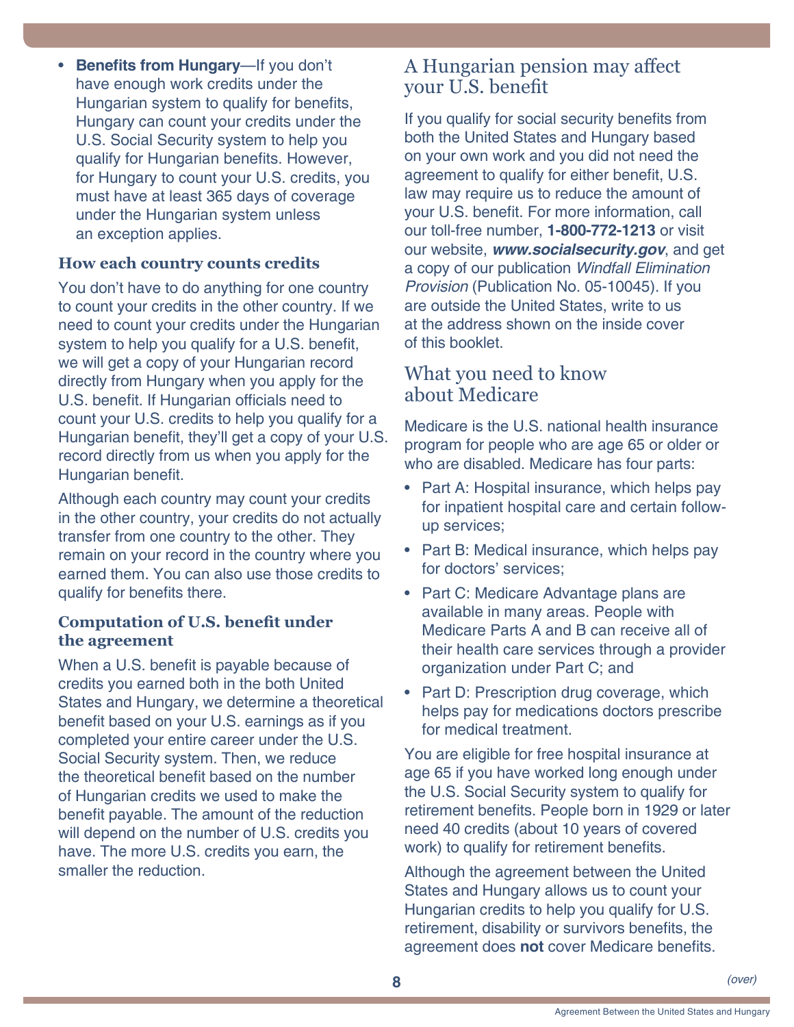- **Benefits from Hungary**—If you don't have enough work credits under the Hungarian system to qualify for benefits, Hungary can count your credits under the U.S. Social Security system to help you qualify for Hungarian benefits. However, for Hungary to count your U.S. credits, you must have at least 365 days of coverage under the Hungarian system unless an exception applies.

### How each country counts credits

You don't have to do anything for one country to count your credits in the other country. If we need to count your credits under the Hungarian system to help you qualify for a U.S. benefit, we will get a copy of your Hungarian record directly from Hungary when you apply for the U.S. benefit. If Hungarian officials need to count your U.S. credits to help you qualify for a Hungarian benefit, they'll get a copy of your U.S. record directly from us when you apply for the Hungarian benefit.

Although each country may count your credits in the other country, your credits do not actually transfer from one country to the other. They remain on your record in the country where you earned them. You can also use those credits to qualify for benefits there.

### Computation of U.S. benefit under the agreement

When a U.S. benefit is payable because of credits you earned both in the both United States and Hungary, we determine a theoretical benefit based on your U.S. earnings as if you completed your entire career under the U.S. Social Security system. Then, we reduce the theoretical benefit based on the number of Hungarian credits we used to make the benefit payable. The amount of the reduction will depend on the number of U.S. credits you have. The more U.S. credits you earn, the smaller the reduction.

## A Hungarian pension may affect your U.S. benefit

If you qualify for social security benefits from both the United States and Hungary based on your own work and you did not need the agreement to qualify for either benefit, U.S. law may require us to reduce the amount of your U.S. benefit. For more information, call our toll-free number, **1-800-772-1213** or visit our website, ***www.socialsecurity.gov***, and get a copy of our publication *Windfall Elimination Provision* (Publication No. 05-10045). If you are outside the United States, write to us at the address shown on the inside cover of this booklet.

## What you need to know about Medicare

Medicare is the U.S. national health insurance program for people who are age 65 or older or who are disabled. Medicare has four parts:

- Part A: Hospital insurance, which helps pay for inpatient hospital care and certain follow-up services;
- Part B: Medical insurance, which helps pay for doctors' services;
- Part C: Medicare Advantage plans are available in many areas. People with Medicare Parts A and B can receive all of their health care services through a provider organization under Part C; and
- Part D: Prescription drug coverage, which helps pay for medications doctors prescribe for medical treatment.

You are eligible for free hospital insurance at age 65 if you have worked long enough under the U.S. Social Security system to qualify for retirement benefits. People born in 1929 or later need 40 credits (about 10 years of covered work) to qualify for retirement benefits.

Although the agreement between the United States and Hungary allows us to count your Hungarian credits to help you qualify for U.S. retirement, disability or survivors benefits, the agreement does **not** cover Medicare benefits.

*(over)*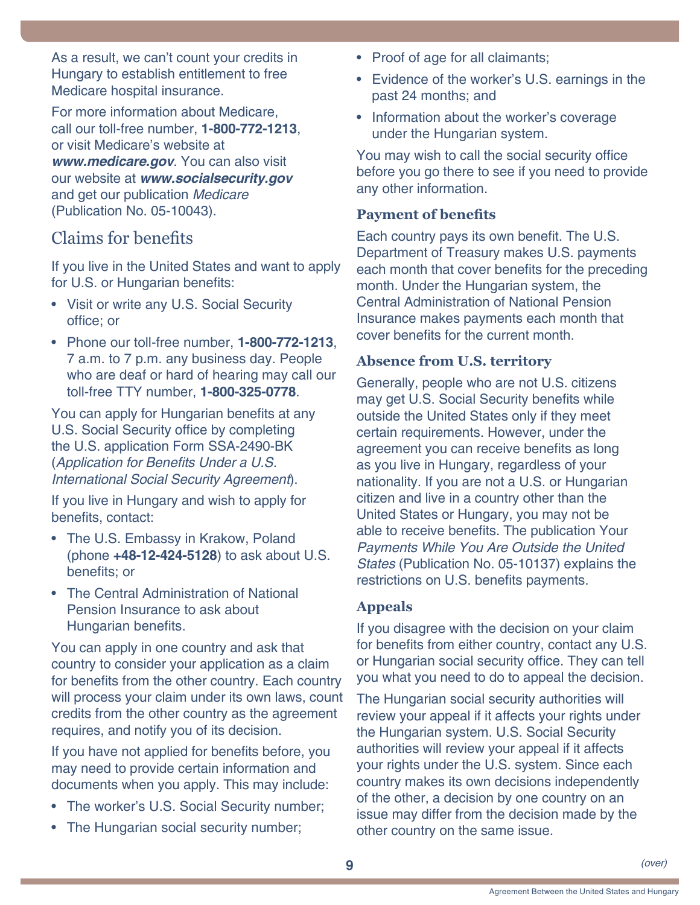As a result, we can't count your credits in Hungary to establish entitlement to free Medicare hospital insurance.

For more information about Medicare, call our toll-free number, **1-800-772-1213**, or visit Medicare's website at ***www.medicare.gov***. You can also visit our website at ***www.socialsecurity.gov*** and get our publication *Medicare* (Publication No. 05-10043).

## Claims for benefits

If you live in the United States and want to apply for U.S. or Hungarian benefits:

- Visit or write any U.S. Social Security office; or
- Phone our toll-free number, **1-800-772-1213**, 7 a.m. to 7 p.m. any business day. People who are deaf or hard of hearing may call our toll-free TTY number, **1-800-325-0778**.

You can apply for Hungarian benefits at any U.S. Social Security office by completing the U.S. application Form SSA-2490-BK (*Application for Benefits Under a U.S. International Social Security Agreement*).

If you live in Hungary and wish to apply for benefits, contact:

- The U.S. Embassy in Krakow, Poland (phone **+48-12-424-5128**) to ask about U.S. benefits; or
- The Central Administration of National Pension Insurance to ask about Hungarian benefits.

You can apply in one country and ask that country to consider your application as a claim for benefits from the other country. Each country will process your claim under its own laws, count credits from the other country as the agreement requires, and notify you of its decision.

If you have not applied for benefits before, you may need to provide certain information and documents when you apply. This may include:

- The worker's U.S. Social Security number;
- The Hungarian social security number;
- Proof of age for all claimants;
- Evidence of the worker's U.S. earnings in the past 24 months; and
- Information about the worker's coverage under the Hungarian system.

You may wish to call the social security office before you go there to see if you need to provide any other information.

### Payment of benefits

Each country pays its own benefit. The U.S. Department of Treasury makes U.S. payments each month that cover benefits for the preceding month. Under the Hungarian system, the Central Administration of National Pension Insurance makes payments each month that cover benefits for the current month.

### Absence from U.S. territory

Generally, people who are not U.S. citizens may get U.S. Social Security benefits while outside the United States only if they meet certain requirements. However, under the agreement you can receive benefits as long as you live in Hungary, regardless of your nationality. If you are not a U.S. or Hungarian citizen and live in a country other than the United States or Hungary, you may not be able to receive benefits. The publication Your *Payments While You Are Outside the United States* (Publication No. 05-10137) explains the restrictions on U.S. benefits payments.

### Appeals

If you disagree with the decision on your claim for benefits from either country, contact any U.S. or Hungarian social security office. They can tell you what you need to do to appeal the decision.

The Hungarian social security authorities will review your appeal if it affects your rights under the Hungarian system. U.S. Social Security authorities will review your appeal if it affects your rights under the U.S. system. Since each country makes its own decisions independently of the other, a decision by one country on an issue may differ from the decision made by the other country on the same issue.

*(over)*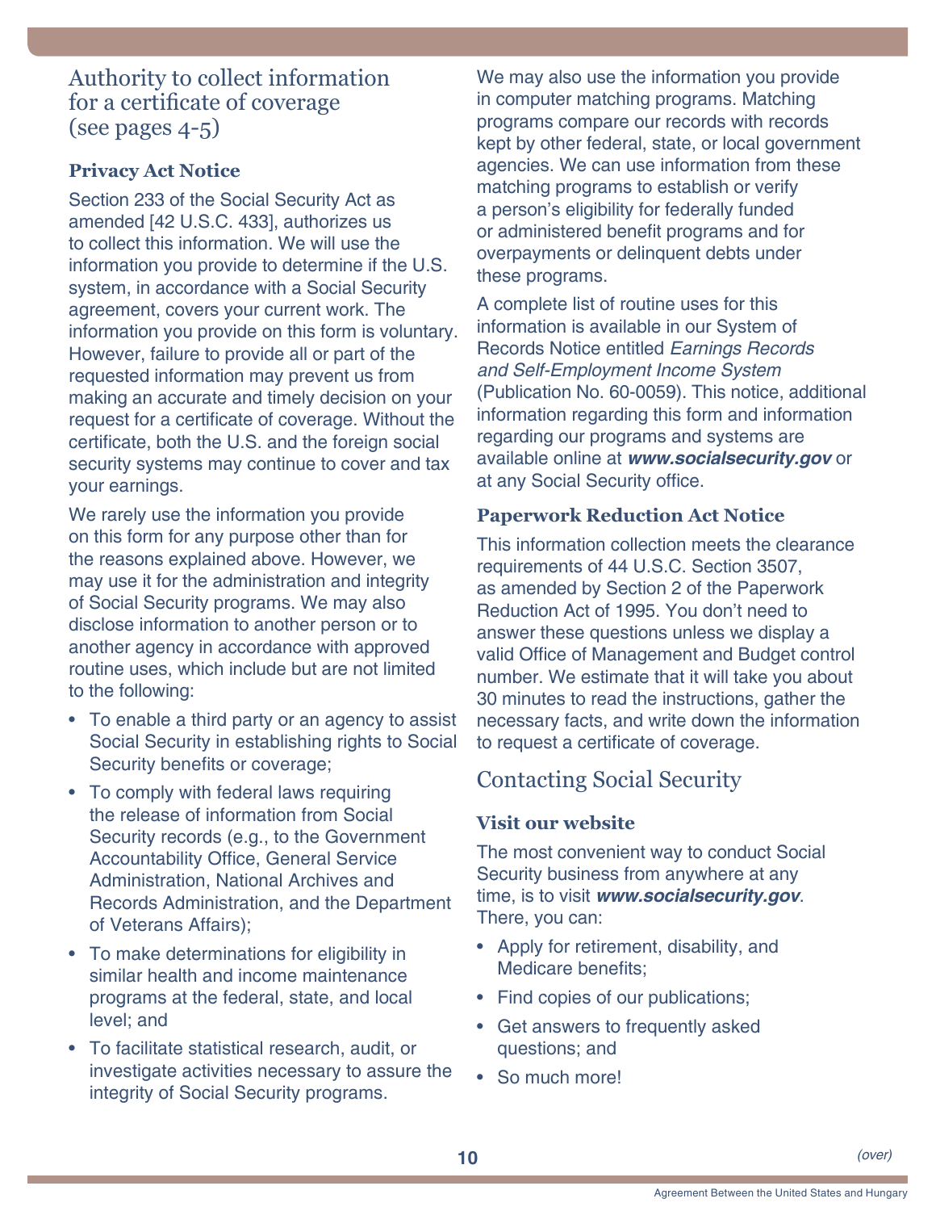## Authority to collect information for a certificate of coverage (see pages 4-5)

### Privacy Act Notice

Section 233 of the Social Security Act as amended [42 U.S.C. 433], authorizes us to collect this information. We will use the information you provide to determine if the U.S. system, in accordance with a Social Security agreement, covers your current work. The information you provide on this form is voluntary. However, failure to provide all or part of the requested information may prevent us from making an accurate and timely decision on your request for a certificate of coverage. Without the certificate, both the U.S. and the foreign social security systems may continue to cover and tax your earnings.

We rarely use the information you provide on this form for any purpose other than for the reasons explained above. However, we may use it for the administration and integrity of Social Security programs. We may also disclose information to another person or to another agency in accordance with approved routine uses, which include but are not limited to the following:

- To enable a third party or an agency to assist Social Security in establishing rights to Social Security benefits or coverage;
- To comply with federal laws requiring the release of information from Social Security records (e.g., to the Government Accountability Office, General Service Administration, National Archives and Records Administration, and the Department of Veterans Affairs);
- To make determinations for eligibility in similar health and income maintenance programs at the federal, state, and local level; and
- To facilitate statistical research, audit, or investigate activities necessary to assure the integrity of Social Security programs.

We may also use the information you provide in computer matching programs. Matching programs compare our records with records kept by other federal, state, or local government agencies. We can use information from these matching programs to establish or verify a person's eligibility for federally funded or administered benefit programs and for overpayments or delinquent debts under these programs.

A complete list of routine uses for this information is available in our System of Records Notice entitled *Earnings Records and Self-Employment Income System* (Publication No. 60-0059). This notice, additional information regarding this form and information regarding our programs and systems are available online at ***www.socialsecurity.gov*** or at any Social Security office.

### Paperwork Reduction Act Notice

This information collection meets the clearance requirements of 44 U.S.C. Section 3507, as amended by Section 2 of the Paperwork Reduction Act of 1995. You don't need to answer these questions unless we display a valid Office of Management and Budget control number. We estimate that it will take you about 30 minutes to read the instructions, gather the necessary facts, and write down the information to request a certificate of coverage.

## Contacting Social Security

### Visit our website

The most convenient way to conduct Social Security business from anywhere at any time, is to visit ***www.socialsecurity.gov***. There, you can:

- Apply for retirement, disability, and Medicare benefits;
- Find copies of our publications;
- Get answers to frequently asked questions; and
- So much more!

*(over)*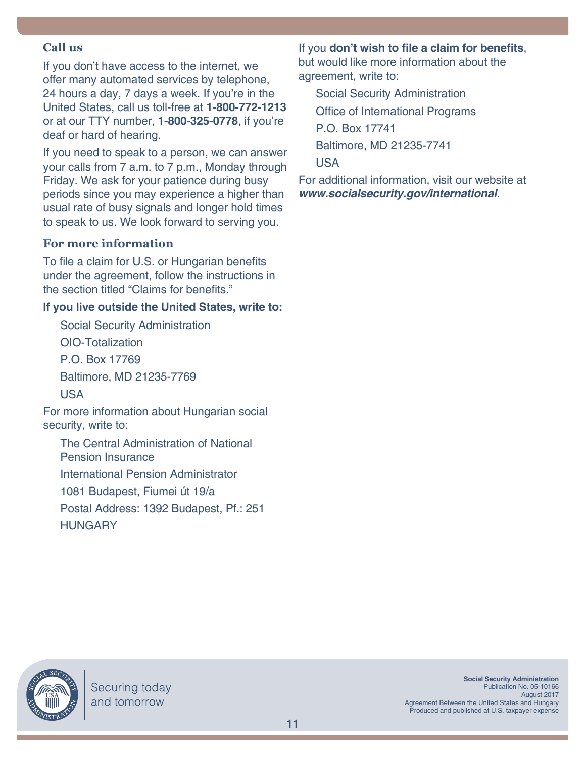### Call us

If you don't have access to the internet, we offer many automated services by telephone, 24 hours a day, 7 days a week. If you're in the United States, call us toll-free at **1-800-772-1213** or at our TTY number, **1-800-325-0778**, if you're deaf or hard of hearing.

If you need to speak to a person, we can answer your calls from 7 a.m. to 7 p.m., Monday through Friday. We ask for your patience during busy periods since you may experience a higher than usual rate of busy signals and longer hold times to speak to us. We look forward to serving you.

### For more information

To file a claim for U.S. or Hungarian benefits under the agreement, follow the instructions in the section titled "Claims for benefits."

**If you live outside the United States, write to:**

Social Security Administration
OIO-Totalization
P.O. Box 17769
Baltimore, MD 21235-7769
USA

For more information about Hungarian social security, write to:

The Central Administration of National Pension Insurance
International Pension Administrator
1081 Budapest, Fiumei út 19/a
Postal Address: 1392 Budapest, Pf.: 251
HUNGARY

If you **don't wish to file a claim for benefits**, but would like more information about the agreement, write to:

Social Security Administration
Office of International Programs
P.O. Box 17741
Baltimore, MD 21235-7741
USA

For additional information, visit our website at ***www.socialsecurity.gov/international***.

Securing today and tomorrow

**Social Security Administration**
Publication No. 05-10166
August 2017
Agreement Between the United States and Hungary
Produced and published at U.S. taxpayer expense